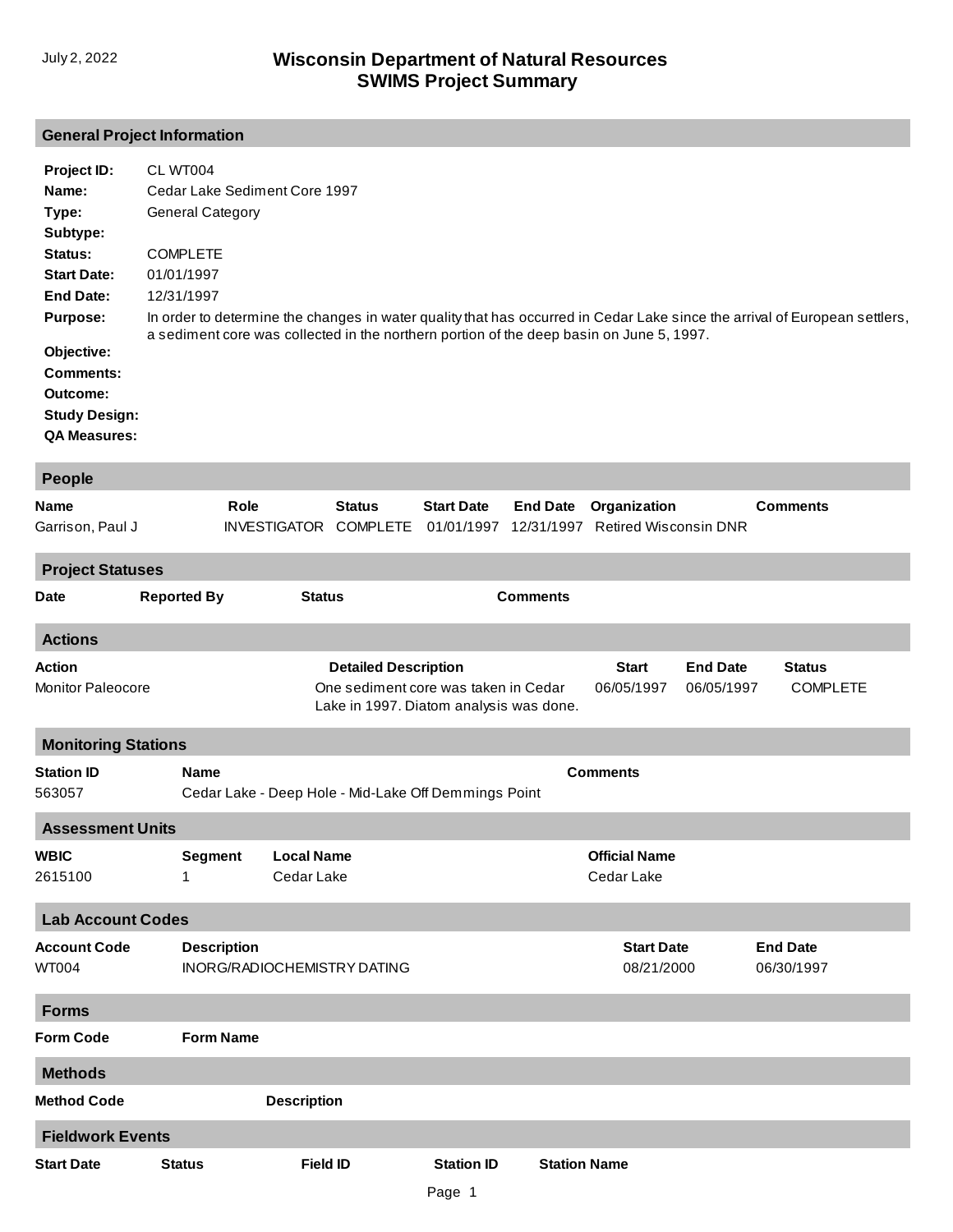July 2, 2022

# Wisconsin Department of Natural Resources
# SWIMS Project Summary

## General Project Information

**Project ID:** CL WT004
**Name:** Cedar Lake Sediment Core 1997
**Type:** General Category
**Subtype:**
**Status:** COMPLETE
**Start Date:** 01/01/1997
**End Date:** 12/31/1997
**Purpose:** In order to determine the changes in water quality that has occurred in Cedar Lake since the arrival of European settlers, a sediment core was collected in the northern portion of the deep basin on June 5, 1997.
**Objective:**
**Comments:**
**Outcome:**
**Study Design:**
**QA Measures:**

## People

| Name | Role | Status | Start Date | End Date | Organization | Comments |
|---|---|---|---|---|---|---|
| Garrison, Paul J | INVESTIGATOR | COMPLETE | 01/01/1997 | 12/31/1997 | Retired Wisconsin DNR | |

## Project Statuses

| Date | Reported By | Status | Comments |
|---|---|---|---|

## Actions

| Action | Detailed Description | Start | End Date | Status |
|---|---|---|---|---|
| Monitor Paleocore | One sediment core was taken in Cedar Lake in 1997. Diatom analysis was done. | 06/05/1997 | 06/05/1997 | COMPLETE |

## Monitoring Stations

| Station ID | Name | Comments |
|---|---|---|
| 563057 | Cedar Lake - Deep Hole - Mid-Lake Off Demmings Point | |

## Assessment Units

| WBIC | Segment | Local Name | Official Name |
|---|---|---|---|
| 2615100 | 1 | Cedar Lake | Cedar Lake |

## Lab Account Codes

| Account Code | Description | Start Date | End Date |
|---|---|---|---|
| WT004 | INORG/RADIOCHEMISTRY DATING | 08/21/2000 | 06/30/1997 |

## Forms

| Form Code | Form Name |
|---|---|

## Methods

| Method Code | Description |
|---|---|

## Fieldwork Events

| Start Date | Status | Field ID | Station ID | Station Name |
|---|---|---|---|---|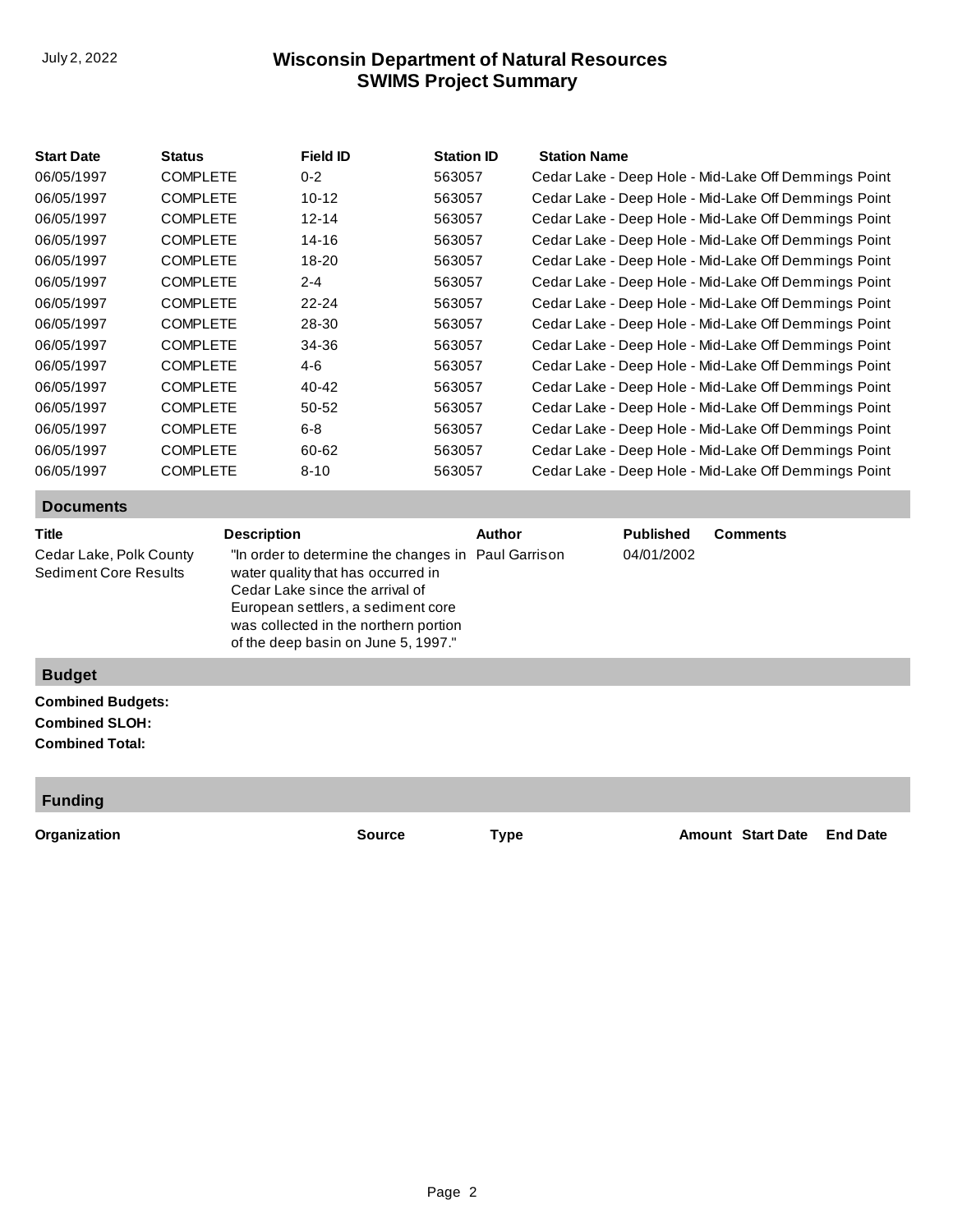| Start Date | Status | Field ID | Station ID | Station Name |
|---|---|---|---|---|
| 06/05/1997 | COMPLETE | 0-2 | 563057 | Cedar Lake - Deep Hole - Mid-Lake Off Demmings Point |
| 06/05/1997 | COMPLETE | 10-12 | 563057 | Cedar Lake - Deep Hole - Mid-Lake Off Demmings Point |
| 06/05/1997 | COMPLETE | 12-14 | 563057 | Cedar Lake - Deep Hole - Mid-Lake Off Demmings Point |
| 06/05/1997 | COMPLETE | 14-16 | 563057 | Cedar Lake - Deep Hole - Mid-Lake Off Demmings Point |
| 06/05/1997 | COMPLETE | 18-20 | 563057 | Cedar Lake - Deep Hole - Mid-Lake Off Demmings Point |
| 06/05/1997 | COMPLETE | 2-4 | 563057 | Cedar Lake - Deep Hole - Mid-Lake Off Demmings Point |
| 06/05/1997 | COMPLETE | 22-24 | 563057 | Cedar Lake - Deep Hole - Mid-Lake Off Demmings Point |
| 06/05/1997 | COMPLETE | 28-30 | 563057 | Cedar Lake - Deep Hole - Mid-Lake Off Demmings Point |
| 06/05/1997 | COMPLETE | 34-36 | 563057 | Cedar Lake - Deep Hole - Mid-Lake Off Demmings Point |
| 06/05/1997 | COMPLETE | 4-6 | 563057 | Cedar Lake - Deep Hole - Mid-Lake Off Demmings Point |
| 06/05/1997 | COMPLETE | 40-42 | 563057 | Cedar Lake - Deep Hole - Mid-Lake Off Demmings Point |
| 06/05/1997 | COMPLETE | 50-52 | 563057 | Cedar Lake - Deep Hole - Mid-Lake Off Demmings Point |
| 06/05/1997 | COMPLETE | 6-8 | 563057 | Cedar Lake - Deep Hole - Mid-Lake Off Demmings Point |
| 06/05/1997 | COMPLETE | 60-62 | 563057 | Cedar Lake - Deep Hole - Mid-Lake Off Demmings Point |
| 06/05/1997 | COMPLETE | 8-10 | 563057 | Cedar Lake - Deep Hole - Mid-Lake Off Demmings Point |

## Documents

| Title | Description | Author | Published | Comments |
|---|---|---|---|---|
| Cedar Lake, Polk County Sediment Core Results | "In order to determine the changes in water quality that has occurred in Cedar Lake since the arrival of European settlers, a sediment core was collected in the northern portion of the deep basin on June 5, 1997." | Paul Garrison | 04/01/2002 | |

## Budget

**Combined Budgets:**

**Combined SLOH:**

**Combined Total:**

## Funding

| Organization | Source | Type | Amount | Start Date | End Date |
|---|---|---|---|---|---|